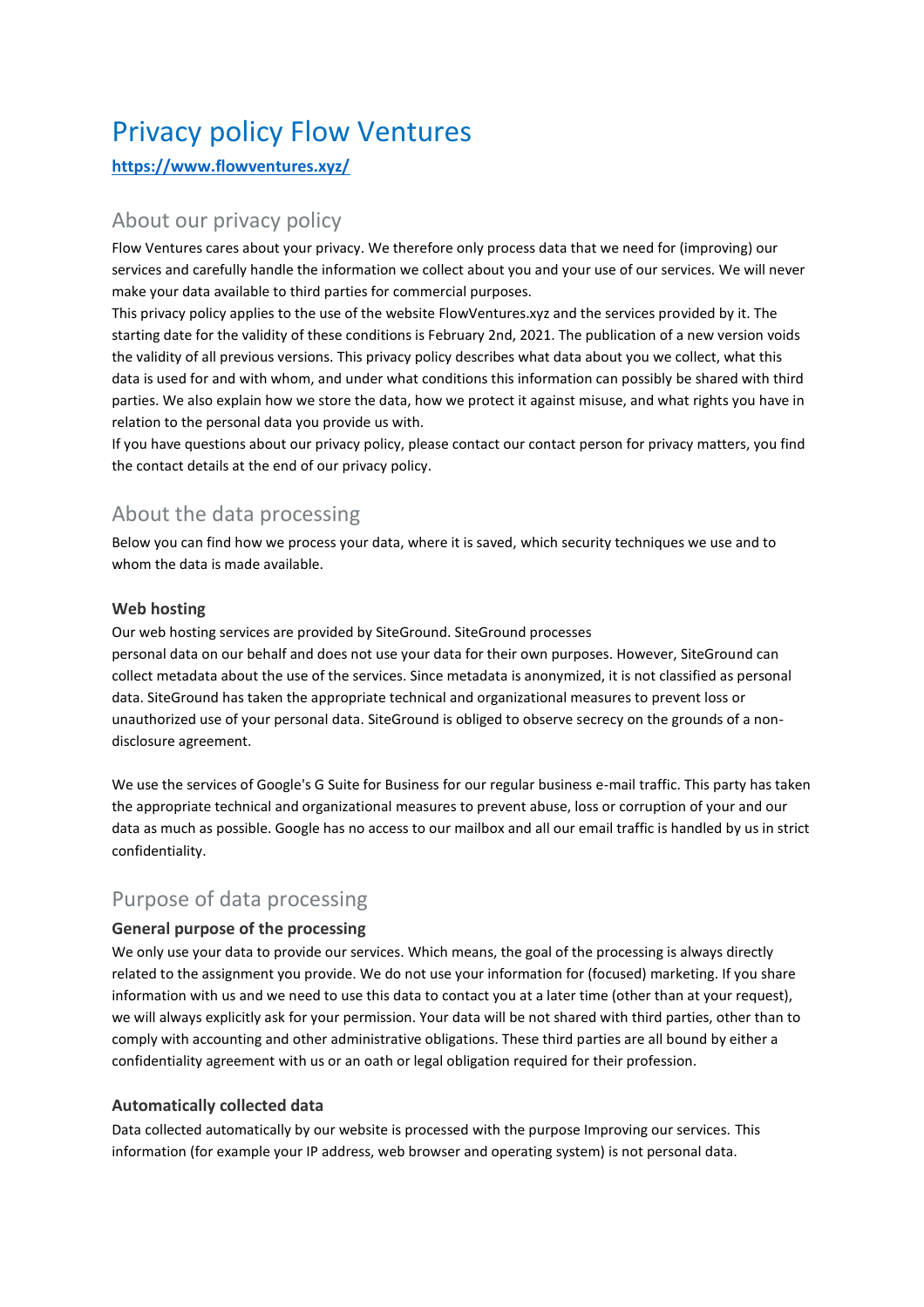# Privacy policy Flow Ventures

**https://www.flowventures.xyz/**

## About our privacy policy

Flow Ventures cares about your privacy. We therefore only process data that we need for (improving) our services and carefully handle the information we collect about you and your use of our services. We will never make your data available to third parties for commercial purposes.

This privacy policy applies to the use of the website FlowVentures.xyz and the services provided by it. The starting date for the validity of these conditions is February 2nd, 2021. The publication of a new version voids the validity of all previous versions. This privacy policy describes what data about you we collect, what this data is used for and with whom, and under what conditions this information can possibly be shared with third parties. We also explain how we store the data, how we protect it against misuse, and what rights you have in relation to the personal data you provide us with.

If you have questions about our privacy policy, please contact our contact person for privacy matters, you find the contact details at the end of our privacy policy.

## About the data processing

Below you can find how we process your data, where it is saved, which security techniques we use and to whom the data is made available.

### Web hosting

Our web hosting services are provided by SiteGround. SiteGround processes personal data on our behalf and does not use your data for their own purposes. However, SiteGround can collect metadata about the use of the services. Since metadata is anonymized, it is not classified as personal data. SiteGround has taken the appropriate technical and organizational measures to prevent loss or unauthorized use of your personal data. SiteGround is obliged to observe secrecy on the grounds of a non-disclosure agreement.

We use the services of Google's G Suite for Business for our regular business e-mail traffic. This party has taken the appropriate technical and organizational measures to prevent abuse, loss or corruption of your and our data as much as possible. Google has no access to our mailbox and all our email traffic is handled by us in strict confidentiality.

## Purpose of data processing

### General purpose of the processing

We only use your data to provide our services. Which means, the goal of the processing is always directly related to the assignment you provide. We do not use your information for (focused) marketing. If you share information with us and we need to use this data to contact you at a later time (other than at your request), we will always explicitly ask for your permission. Your data will be not shared with third parties, other than to comply with accounting and other administrative obligations. These third parties are all bound by either a confidentiality agreement with us or an oath or legal obligation required for their profession.

### Automatically collected data

Data collected automatically by our website is processed with the purpose Improving our services. This information (for example your IP address, web browser and operating system) is not personal data.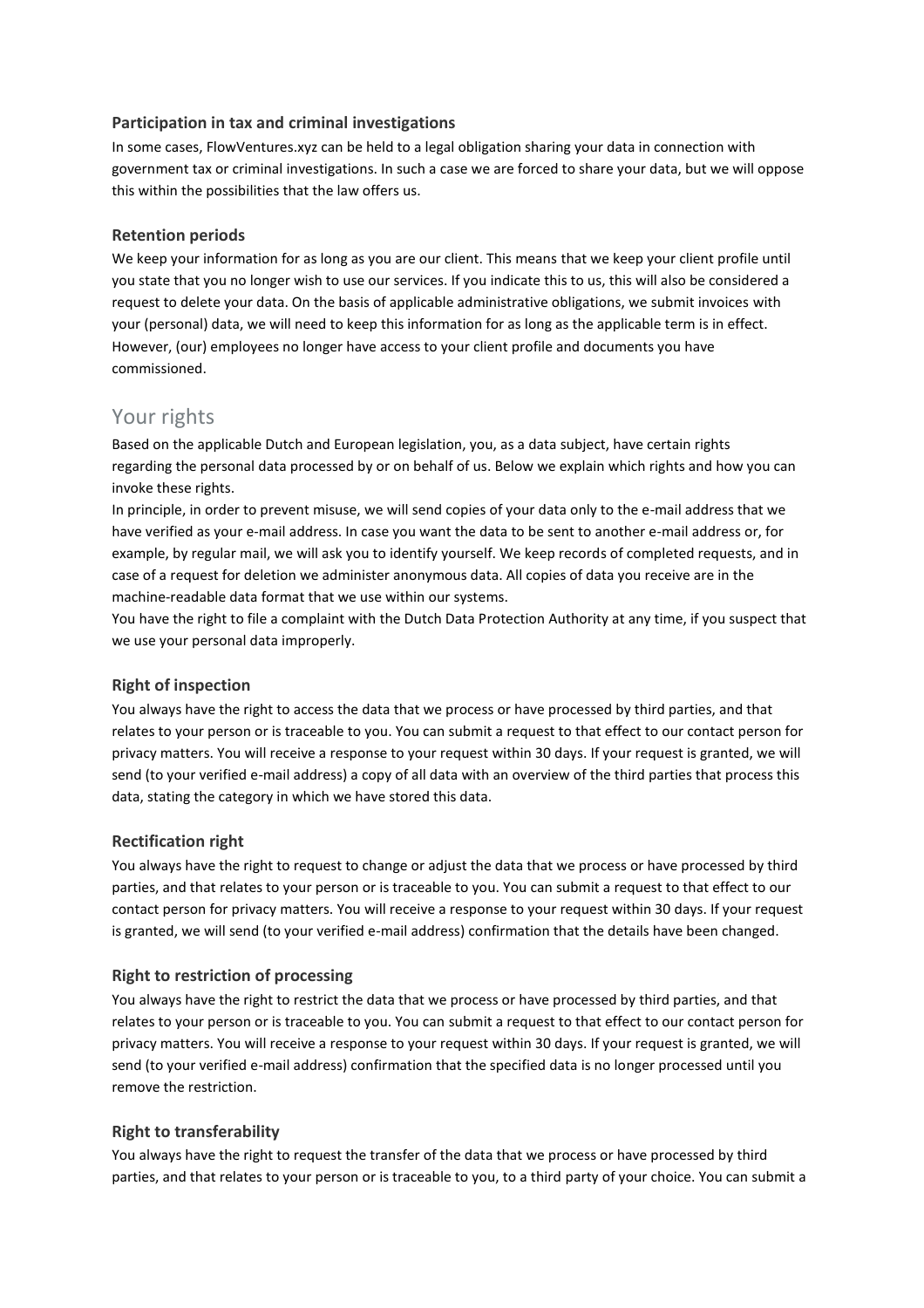### Participation in tax and criminal investigations

In some cases, FlowVentures.xyz can be held to a legal obligation sharing your data in connection with government tax or criminal investigations. In such a case we are forced to share your data, but we will oppose this within the possibilities that the law offers us.

### Retention periods

We keep your information for as long as you are our client. This means that we keep your client profile until you state that you no longer wish to use our services. If you indicate this to us, this will also be considered a request to delete your data. On the basis of applicable administrative obligations, we submit invoices with your (personal) data, we will need to keep this information for as long as the applicable term is in effect. However, (our) employees no longer have access to your client profile and documents you have commissioned.

## Your rights

Based on the applicable Dutch and European legislation, you, as a data subject, have certain rights regarding the personal data processed by or on behalf of us. Below we explain which rights and how you can invoke these rights.

In principle, in order to prevent misuse, we will send copies of your data only to the e-mail address that we have verified as your e-mail address. In case you want the data to be sent to another e-mail address or, for example, by regular mail, we will ask you to identify yourself. We keep records of completed requests, and in case of a request for deletion we administer anonymous data. All copies of data you receive are in the machine-readable data format that we use within our systems.

You have the right to file a complaint with the Dutch Data Protection Authority at any time, if you suspect that we use your personal data improperly.

### Right of inspection

You always have the right to access the data that we process or have processed by third parties, and that relates to your person or is traceable to you. You can submit a request to that effect to our contact person for privacy matters. You will receive a response to your request within 30 days. If your request is granted, we will send (to your verified e-mail address) a copy of all data with an overview of the third parties that process this data, stating the category in which we have stored this data.

### Rectification right

You always have the right to request to change or adjust the data that we process or have processed by third parties, and that relates to your person or is traceable to you. You can submit a request to that effect to our contact person for privacy matters. You will receive a response to your request within 30 days. If your request is granted, we will send (to your verified e-mail address) confirmation that the details have been changed.

### Right to restriction of processing

You always have the right to restrict the data that we process or have processed by third parties, and that relates to your person or is traceable to you. You can submit a request to that effect to our contact person for privacy matters. You will receive a response to your request within 30 days. If your request is granted, we will send (to your verified e-mail address) confirmation that the specified data is no longer processed until you remove the restriction.

### Right to transferability

You always have the right to request the transfer of the data that we process or have processed by third parties, and that relates to your person or is traceable to you, to a third party of your choice. You can submit a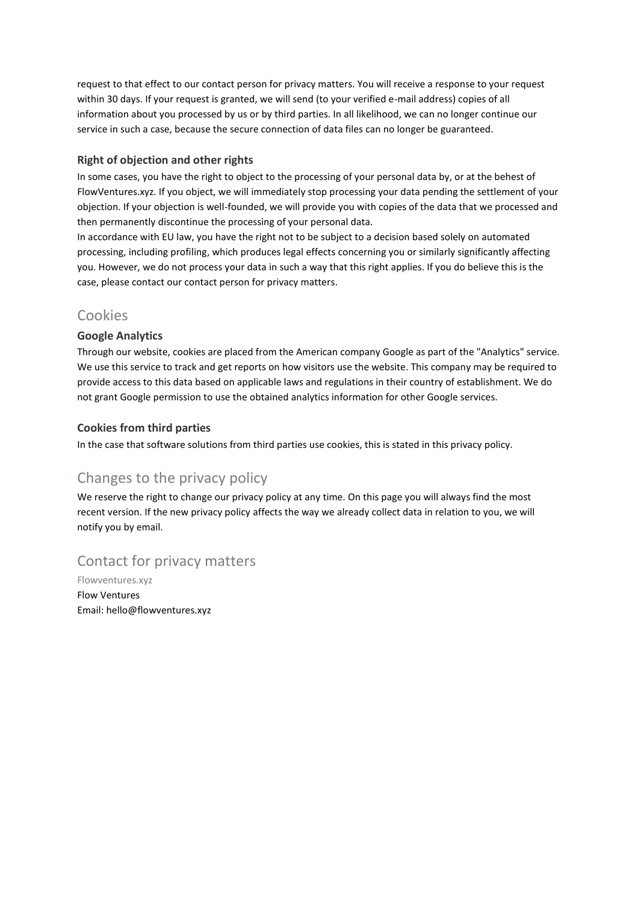request to that effect to our contact person for privacy matters. You will receive a response to your request within 30 days. If your request is granted, we will send (to your verified e-mail address) copies of all information about you processed by us or by third parties. In all likelihood, we can no longer continue our service in such a case, because the secure connection of data files can no longer be guaranteed.

### Right of objection and other rights

In some cases, you have the right to object to the processing of your personal data by, or at the behest of FlowVentures.xyz. If you object, we will immediately stop processing your data pending the settlement of your objection. If your objection is well-founded, we will provide you with copies of the data that we processed and then permanently discontinue the processing of your personal data.
In accordance with EU law, you have the right not to be subject to a decision based solely on automated processing, including profiling, which produces legal effects concerning you or similarly significantly affecting you. However, we do not process your data in such a way that this right applies. If you do believe this is the case, please contact our contact person for privacy matters.

## Cookies

### Google Analytics

Through our website, cookies are placed from the American company Google as part of the "Analytics" service. We use this service to track and get reports on how visitors use the website. This company may be required to provide access to this data based on applicable laws and regulations in their country of establishment. We do not grant Google permission to use the obtained analytics information for other Google services.

### Cookies from third parties

In the case that software solutions from third parties use cookies, this is stated in this privacy policy.

## Changes to the privacy policy

We reserve the right to change our privacy policy at any time. On this page you will always find the most recent version. If the new privacy policy affects the way we already collect data in relation to you, we will notify you by email.

## Contact for privacy matters

Flowventures.xyz
Flow Ventures
Email: hello@flowventures.xyz